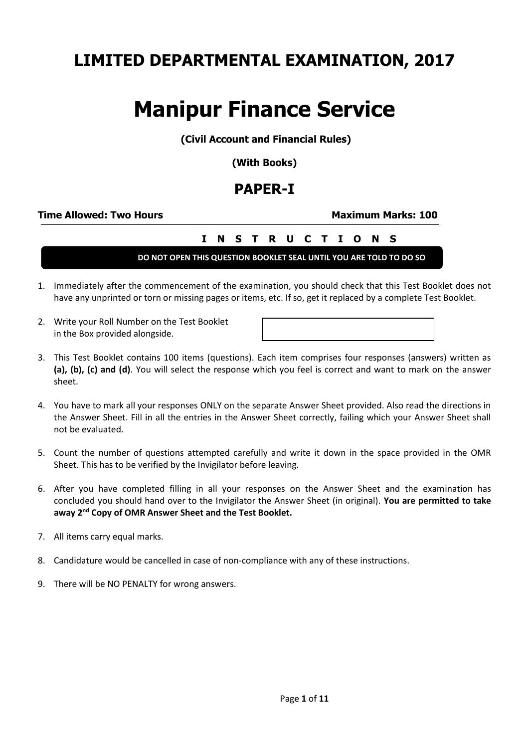## LIMITED DEPARTMENTAL EXAMINATION, 2017

# Manipur Finance Service

**(Civil Account and Financial Rules)**

**(With Books)**

## PAPER-I

**Time Allowed: Two Hours** **Maximum Marks: 100**

**I N S T R U C T I O N S**

**DO NOT OPEN THIS QUESTION BOOKLET SEAL UNTIL YOU ARE TOLD TO DO SO**

1. Immediately after the commencement of the examination, you should check that this Test Booklet does not have any unprinted or torn or missing pages or items, etc. If so, get it replaced by a complete Test Booklet.
2. Write your Roll Number on the Test Booklet in the Box provided alongside.
3. This Test Booklet contains 100 items (questions). Each item comprises four responses (answers) written as **(a), (b), (c) and (d)**. You will select the response which you feel is correct and want to mark on the answer sheet.
4. You have to mark all your responses ONLY on the separate Answer Sheet provided. Also read the directions in the Answer Sheet. Fill in all the entries in the Answer Sheet correctly, failing which your Answer Sheet shall not be evaluated.
5. Count the number of questions attempted carefully and write it down in the space provided in the OMR Sheet. This has to be verified by the Invigilator before leaving.
6. After you have completed filling in all your responses on the Answer Sheet and the examination has concluded you should hand over to the Invigilator the Answer Sheet (in original). **You are permitted to take away 2nd Copy of OMR Answer Sheet and the Test Booklet.**
7. All items carry equal marks.
8. Candidature would be cancelled in case of non-compliance with any of these instructions.
9. There will be NO PENALTY for wrong answers.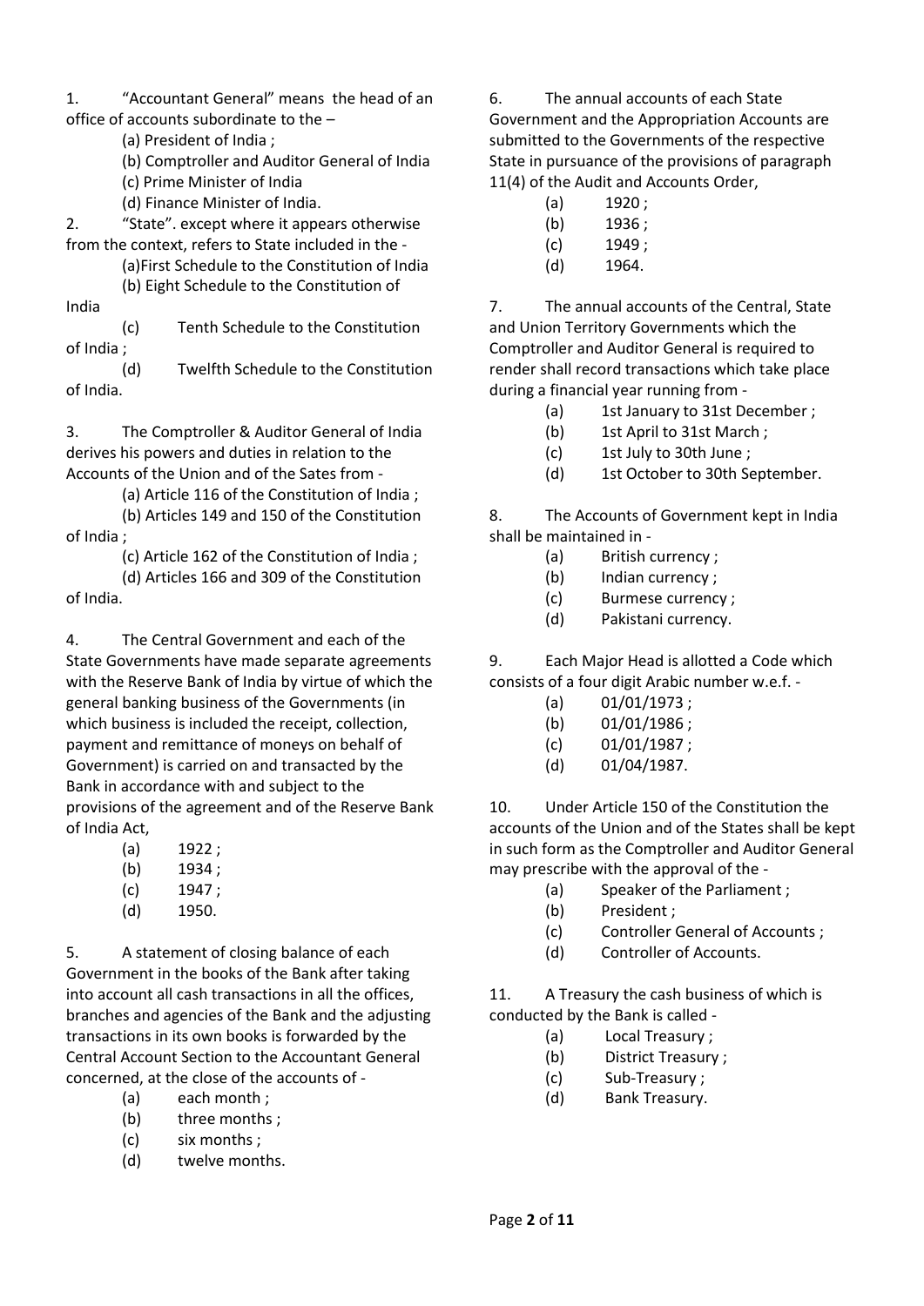1. "Accountant General" means the head of an office of accounts subordinate to the –

   (a) President of India ;
   (b) Comptroller and Auditor General of India
   (c) Prime Minister of India
   (d) Finance Minister of India.

2. "State". except where it appears otherwise from the context, refers to State included in the -

   (a)First Schedule to the Constitution of India
   (b) Eight Schedule to the Constitution of India
   (c) Tenth Schedule to the Constitution of India ;
   (d) Twelfth Schedule to the Constitution of India.

3. The Comptroller & Auditor General of India derives his powers and duties in relation to the Accounts of the Union and of the Sates from -

   (a) Article 116 of the Constitution of India ;
   (b) Articles 149 and 150 of the Constitution of India ;
   (c) Article 162 of the Constitution of India ;
   (d) Articles 166 and 309 of the Constitution of India.

4. The Central Government and each of the State Governments have made separate agreements with the Reserve Bank of India by virtue of which the general banking business of the Governments (in which business is included the receipt, collection, payment and remittance of moneys on behalf of Government) is carried on and transacted by the Bank in accordance with and subject to the provisions of the agreement and of the Reserve Bank of India Act,

   (a) 1922 ;
   (b) 1934 ;
   (c) 1947 ;
   (d) 1950.

5. A statement of closing balance of each Government in the books of the Bank after taking into account all cash transactions in all the offices, branches and agencies of the Bank and the adjusting transactions in its own books is forwarded by the Central Account Section to the Accountant General concerned, at the close of the accounts of -

   (a) each month ;
   (b) three months ;
   (c) six months ;
   (d) twelve months.

6. The annual accounts of each State Government and the Appropriation Accounts are submitted to the Governments of the respective State in pursuance of the provisions of paragraph 11(4) of the Audit and Accounts Order,

   (a) 1920 ;
   (b) 1936 ;
   (c) 1949 ;
   (d) 1964.

7. The annual accounts of the Central, State and Union Territory Governments which the Comptroller and Auditor General is required to render shall record transactions which take place during a financial year running from -

   (a) 1st January to 31st December ;
   (b) 1st April to 31st March ;
   (c) 1st July to 30th June ;
   (d) 1st October to 30th September.

8. The Accounts of Government kept in India shall be maintained in -

   (a) British currency ;
   (b) Indian currency ;
   (c) Burmese currency ;
   (d) Pakistani currency.

9. Each Major Head is allotted a Code which consists of a four digit Arabic number w.e.f. -

   (a) 01/01/1973 ;
   (b) 01/01/1986 ;
   (c) 01/01/1987 ;
   (d) 01/04/1987.

10. Under Article 150 of the Constitution the accounts of the Union and of the States shall be kept in such form as the Comptroller and Auditor General may prescribe with the approval of the -

    (a) Speaker of the Parliament ;
    (b) President ;
    (c) Controller General of Accounts ;
    (d) Controller of Accounts.

11. A Treasury the cash business of which is conducted by the Bank is called -

    (a) Local Treasury ;
    (b) District Treasury ;
    (c) Sub-Treasury ;
    (d) Bank Treasury.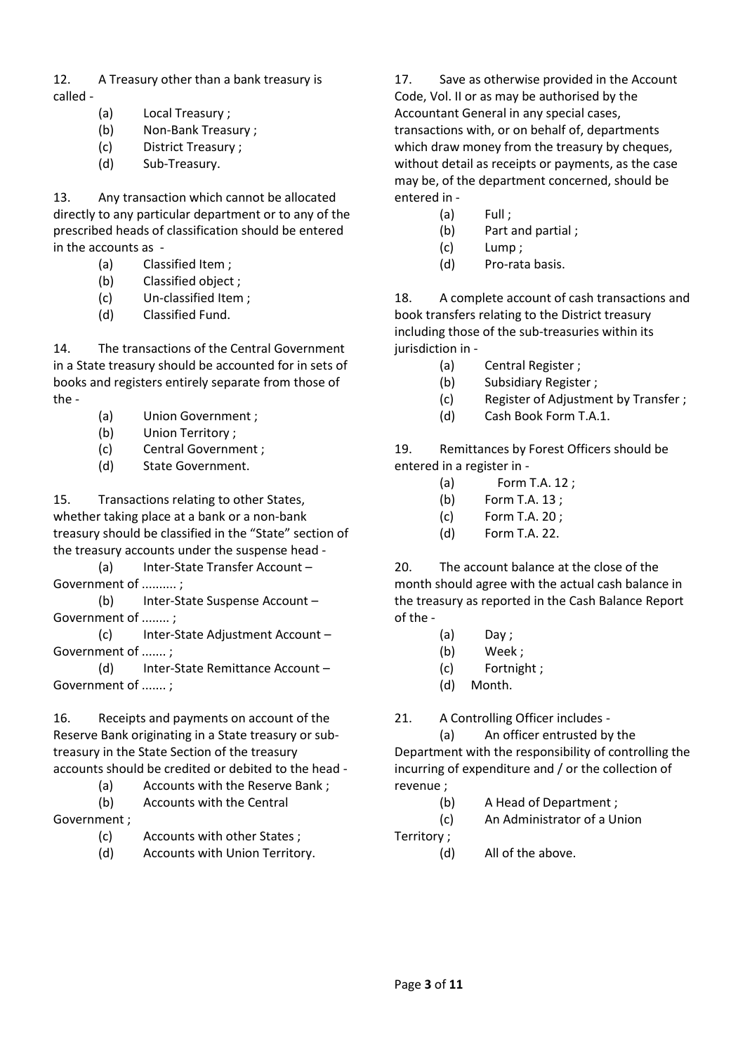12. A Treasury other than a bank treasury is called -

(a) Local Treasury ;
(b) Non-Bank Treasury ;
(c) District Treasury ;
(d) Sub-Treasury.

13. Any transaction which cannot be allocated directly to any particular department or to any of the prescribed heads of classification should be entered in the accounts as -

(a) Classified Item ;
(b) Classified object ;
(c) Un-classified Item ;
(d) Classified Fund.

14. The transactions of the Central Government in a State treasury should be accounted for in sets of books and registers entirely separate from those of the -

(a) Union Government ;
(b) Union Territory ;
(c) Central Government ;
(d) State Government.

15. Transactions relating to other States, whether taking place at a bank or a non-bank treasury should be classified in the "State" section of the treasury accounts under the suspense head -

(a) Inter-State Transfer Account – Government of .......... ;
(b) Inter-State Suspense Account – Government of ........ ;
(c) Inter-State Adjustment Account – Government of ....... ;
(d) Inter-State Remittance Account – Government of ....... ;

16. Receipts and payments on account of the Reserve Bank originating in a State treasury or sub-treasury in the State Section of the treasury accounts should be credited or debited to the head -

(a) Accounts with the Reserve Bank ;
(b) Accounts with the Central Government ;
(c) Accounts with other States ;
(d) Accounts with Union Territory.

17. Save as otherwise provided in the Account Code, Vol. II or as may be authorised by the Accountant General in any special cases, transactions with, or on behalf of, departments which draw money from the treasury by cheques, without detail as receipts or payments, as the case may be, of the department concerned, should be entered in -

(a) Full ;
(b) Part and partial ;
(c) Lump ;
(d) Pro-rata basis.

18. A complete account of cash transactions and book transfers relating to the District treasury including those of the sub-treasuries within its jurisdiction in -

(a) Central Register ;
(b) Subsidiary Register ;
(c) Register of Adjustment by Transfer ;
(d) Cash Book Form T.A.1.

19. Remittances by Forest Officers should be entered in a register in -

(a) Form T.A. 12 ;
(b) Form T.A. 13 ;
(c) Form T.A. 20 ;
(d) Form T.A. 22.

20. The account balance at the close of the month should agree with the actual cash balance in the treasury as reported in the Cash Balance Report of the -

(a) Day ;
(b) Week ;
(c) Fortnight ;
(d) Month.

21. A Controlling Officer includes -

(a) An officer entrusted by the Department with the responsibility of controlling the incurring of expenditure and / or the collection of revenue ;
(b) A Head of Department ;
(c) An Administrator of a Union Territory ;
(d) All of the above.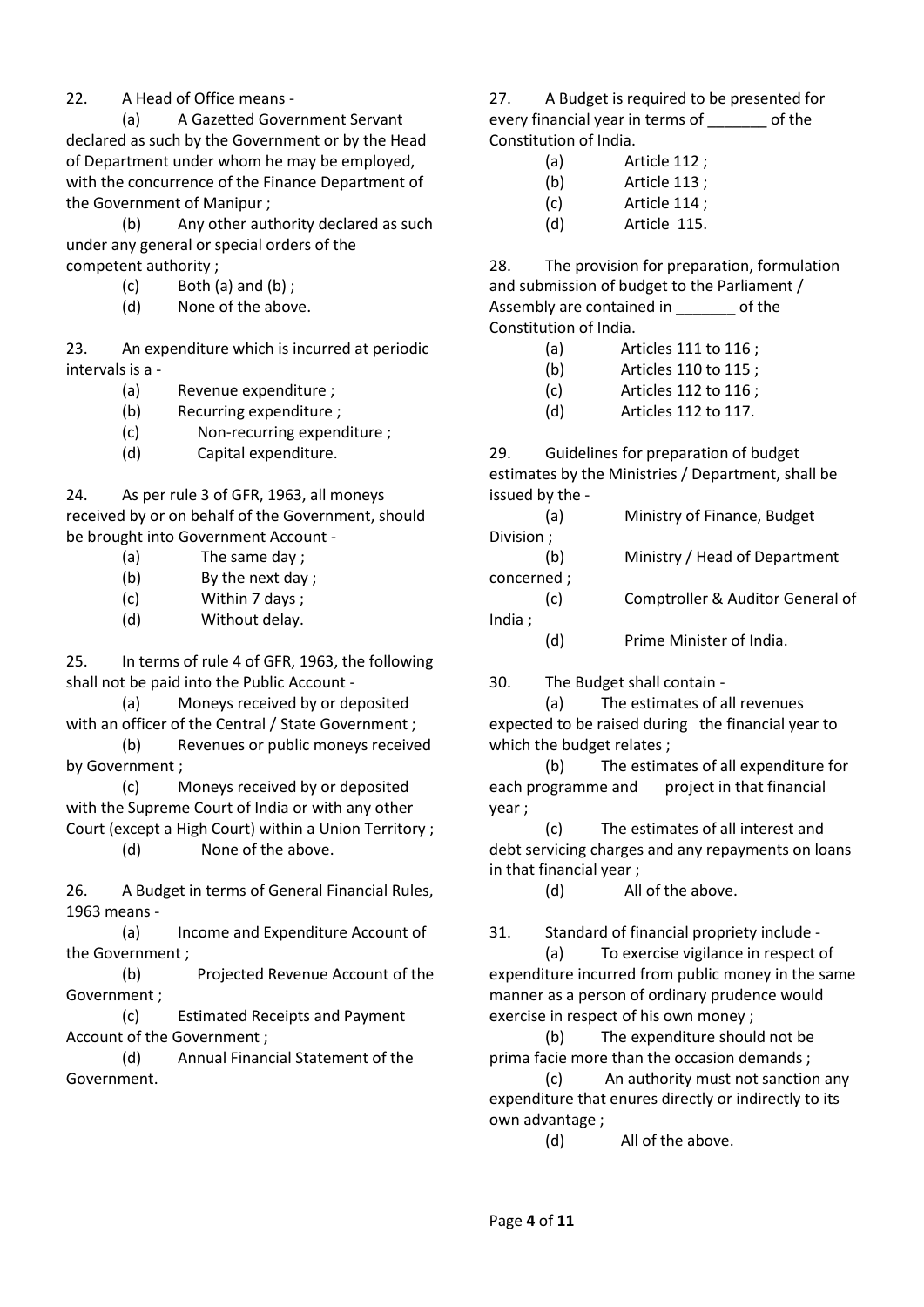22. A Head of Office means -

(a) A Gazetted Government Servant declared as such by the Government or by the Head of Department under whom he may be employed, with the concurrence of the Finance Department of the Government of Manipur ;

(b) Any other authority declared as such under any general or special orders of the competent authority ;

(c) Both (a) and (b) ;

(d) None of the above.

23. An expenditure which is incurred at periodic intervals is a -

(a) Revenue expenditure ;

(b) Recurring expenditure ;

(c) Non-recurring expenditure ;

(d) Capital expenditure.

24. As per rule 3 of GFR, 1963, all moneys received by or on behalf of the Government, should be brought into Government Account -

(a) The same day ;

(b) By the next day ;

(c) Within 7 days ;

(d) Without delay.

25. In terms of rule 4 of GFR, 1963, the following shall not be paid into the Public Account -

(a) Moneys received by or deposited with an officer of the Central / State Government ;

(b) Revenues or public moneys received by Government ;

(c) Moneys received by or deposited with the Supreme Court of India or with any other Court (except a High Court) within a Union Territory ;

(d) None of the above.

26. A Budget in terms of General Financial Rules, 1963 means -

(a) Income and Expenditure Account of the Government ;

(b) Projected Revenue Account of the Government ;

(c) Estimated Receipts and Payment Account of the Government ;

(d) Annual Financial Statement of the Government.

27. A Budget is required to be presented for every financial year in terms of _______ of the Constitution of India.

(a) Article 112 ;

(b) Article 113 ;

(c) Article 114 ;

(d) Article 115.

28. The provision for preparation, formulation and submission of budget to the Parliament / Assembly are contained in _______ of the Constitution of India.

(a) Articles 111 to 116 ;

(b) Articles 110 to 115 ;

(c) Articles 112 to 116 ;

(d) Articles 112 to 117.

29. Guidelines for preparation of budget estimates by the Ministries / Department, shall be issued by the -

(a) Ministry of Finance, Budget Division ;

(b) Ministry / Head of Department concerned ;

(c) Comptroller & Auditor General of India ;

(d) Prime Minister of India.

30. The Budget shall contain -

(a) The estimates of all revenues expected to be raised during the financial year to which the budget relates ;

(b) The estimates of all expenditure for each programme and project in that financial year ;

(c) The estimates of all interest and debt servicing charges and any repayments on loans in that financial year ;

(d) All of the above.

31. Standard of financial propriety include -

(a) To exercise vigilance in respect of expenditure incurred from public money in the same manner as a person of ordinary prudence would exercise in respect of his own money ;

(b) The expenditure should not be prima facie more than the occasion demands ;

(c) An authority must not sanction any expenditure that enures directly or indirectly to its own advantage ;

(d) All of the above.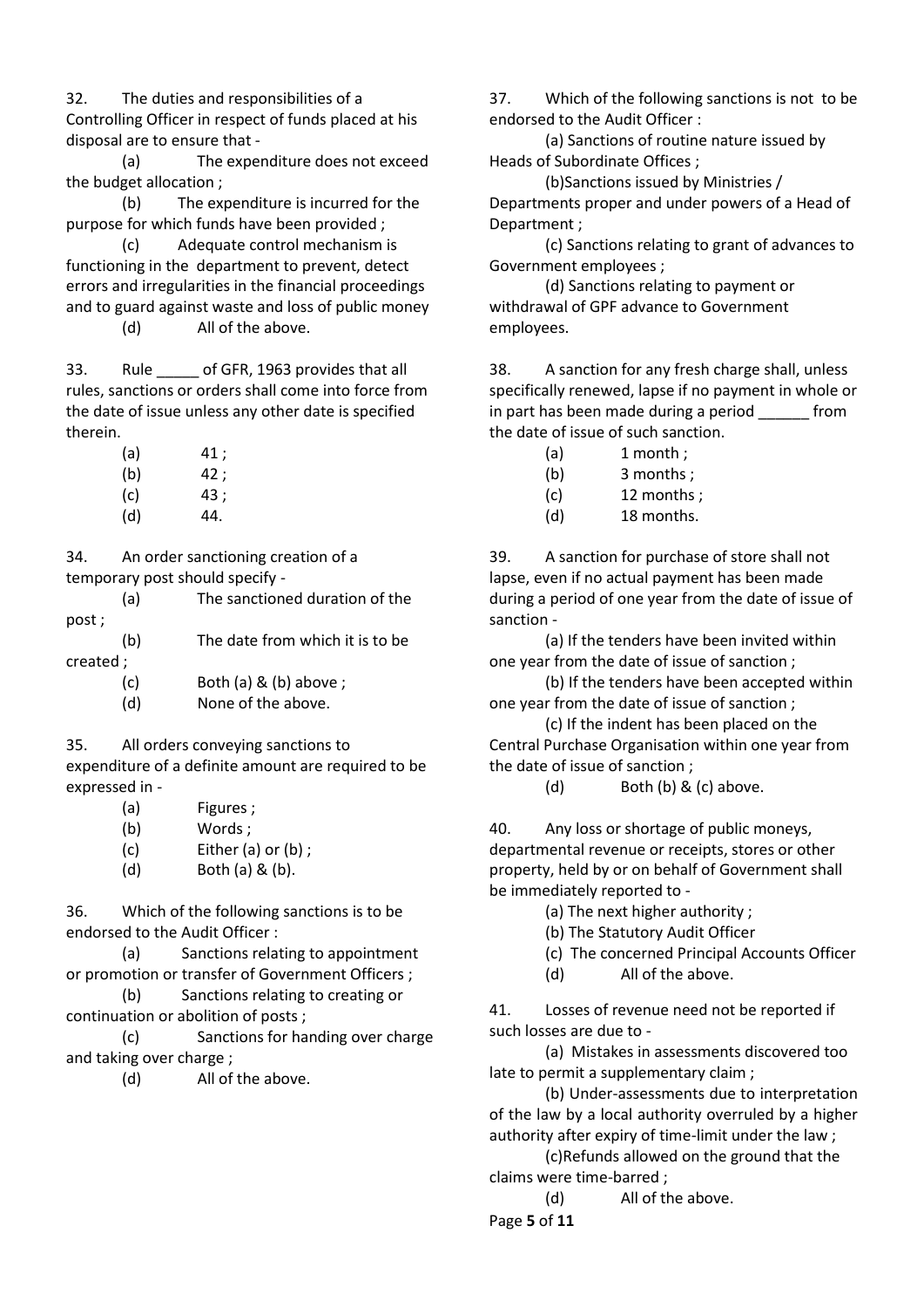32. The duties and responsibilities of a Controlling Officer in respect of funds placed at his disposal are to ensure that -

(a) The expenditure does not exceed the budget allocation ;

(b) The expenditure is incurred for the purpose for which funds have been provided ;

(c) Adequate control mechanism is functioning in the department to prevent, detect errors and irregularities in the financial proceedings and to guard against waste and loss of public money

(d) All of the above.

33. Rule _____ of GFR, 1963 provides that all rules, sanctions or orders shall come into force from the date of issue unless any other date is specified therein.

(a) 41 ;

(b) 42 ;

(c) 43 ;

(d) 44.

34. An order sanctioning creation of a temporary post should specify -

(a) The sanctioned duration of the post ;

(b) The date from which it is to be created ;

(c) Both (a) & (b) above ;

(d) None of the above.

35. All orders conveying sanctions to expenditure of a definite amount are required to be expressed in -

(a) Figures ;

(b) Words ;

(c) Either (a) or (b) ;

(d) Both (a) & (b).

36. Which of the following sanctions is to be endorsed to the Audit Officer :

(a) Sanctions relating to appointment or promotion or transfer of Government Officers ;

(b) Sanctions relating to creating or continuation or abolition of posts ;

(c) Sanctions for handing over charge and taking over charge ;

(d) All of the above.

37. Which of the following sanctions is not to be endorsed to the Audit Officer :

(a) Sanctions of routine nature issued by Heads of Subordinate Offices ;

(b) Sanctions issued by Ministries / Departments proper and under powers of a Head of Department ;

(c) Sanctions relating to grant of advances to Government employees ;

(d) Sanctions relating to payment or withdrawal of GPF advance to Government employees.

38. A sanction for any fresh charge shall, unless specifically renewed, lapse if no payment in whole or in part has been made during a period ______ from the date of issue of such sanction.

(a) 1 month ;

(b) 3 months ;

(c) 12 months ;

(d) 18 months.

39. A sanction for purchase of store shall not lapse, even if no actual payment has been made during a period of one year from the date of issue of sanction -

(a) If the tenders have been invited within one year from the date of issue of sanction ;

(b) If the tenders have been accepted within one year from the date of issue of sanction ;

(c) If the indent has been placed on the Central Purchase Organisation within one year from the date of issue of sanction ;

(d) Both (b) & (c) above.

40. Any loss or shortage of public moneys, departmental revenue or receipts, stores or other property, held by or on behalf of Government shall be immediately reported to -

(a) The next higher authority ;

(b) The Statutory Audit Officer

(c) The concerned Principal Accounts Officer

(d) All of the above.

41. Losses of revenue need not be reported if such losses are due to -

(a) Mistakes in assessments discovered too late to permit a supplementary claim ;

(b) Under-assessments due to interpretation of the law by a local authority overruled by a higher authority after expiry of time-limit under the law ;

(c) Refunds allowed on the ground that the claims were time-barred ;

(d) All of the above.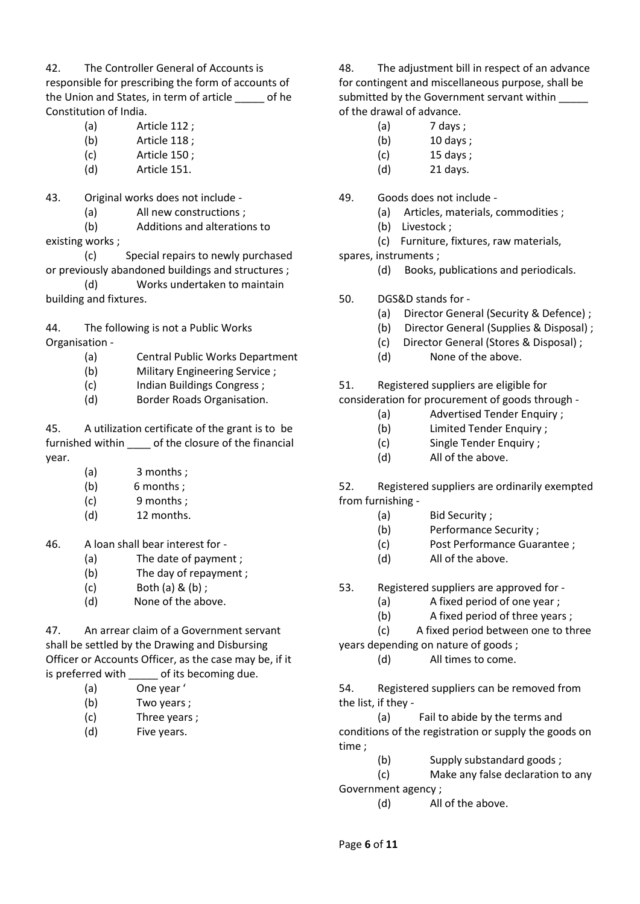42. The Controller General of Accounts is responsible for prescribing the form of accounts of the Union and States, in term of article _____ of he Constitution of India.

(a) Article 112 ;
(b) Article 118 ;
(c) Article 150 ;
(d) Article 151.

43. Original works does not include -

(a) All new constructions ;
(b) Additions and alterations to existing works ;
(c) Special repairs to newly purchased or previously abandoned buildings and structures ;
(d) Works undertaken to maintain building and fixtures.

44. The following is not a Public Works Organisation -

(a) Central Public Works Department
(b) Military Engineering Service ;
(c) Indian Buildings Congress ;
(d) Border Roads Organisation.

45. A utilization certificate of the grant is to be furnished within ____ of the closure of the financial year.

(a) 3 months ;
(b) 6 months ;
(c) 9 months ;
(d) 12 months.

46. A loan shall bear interest for -

(a) The date of payment ;
(b) The day of repayment ;
(c) Both (a) & (b) ;
(d) None of the above.

47. An arrear claim of a Government servant shall be settled by the Drawing and Disbursing Officer or Accounts Officer, as the case may be, if it is preferred with _____ of its becoming due.

(a) One year '
(b) Two years ;
(c) Three years ;
(d) Five years.

48. The adjustment bill in respect of an advance for contingent and miscellaneous purpose, shall be submitted by the Government servant within _____ of the drawal of advance.

(a) 7 days ;
(b) 10 days ;
(c) 15 days ;
(d) 21 days.

49. Goods does not include -

(a) Articles, materials, commodities ;
(b) Livestock ;
(c) Furniture, fixtures, raw materials, spares, instruments ;
(d) Books, publications and periodicals.

50. DGS&D stands for -

(a) Director General (Security & Defence) ;
(b) Director General (Supplies & Disposal) ;
(c) Director General (Stores & Disposal) ;
(d) None of the above.

51. Registered suppliers are eligible for consideration for procurement of goods through -

(a) Advertised Tender Enquiry ;
(b) Limited Tender Enquiry ;
(c) Single Tender Enquiry ;
(d) All of the above.

52. Registered suppliers are ordinarily exempted from furnishing -

(a) Bid Security ;
(b) Performance Security ;
(c) Post Performance Guarantee ;
(d) All of the above.

53. Registered suppliers are approved for -

(a) A fixed period of one year ;
(b) A fixed period of three years ;
(c) A fixed period between one to three years depending on nature of goods ;
(d) All times to come.

54. Registered suppliers can be removed from the list, if they -

(a) Fail to abide by the terms and conditions of the registration or supply the goods on time ;
(b) Supply substandard goods ;
(c) Make any false declaration to any Government agency ;
(d) All of the above.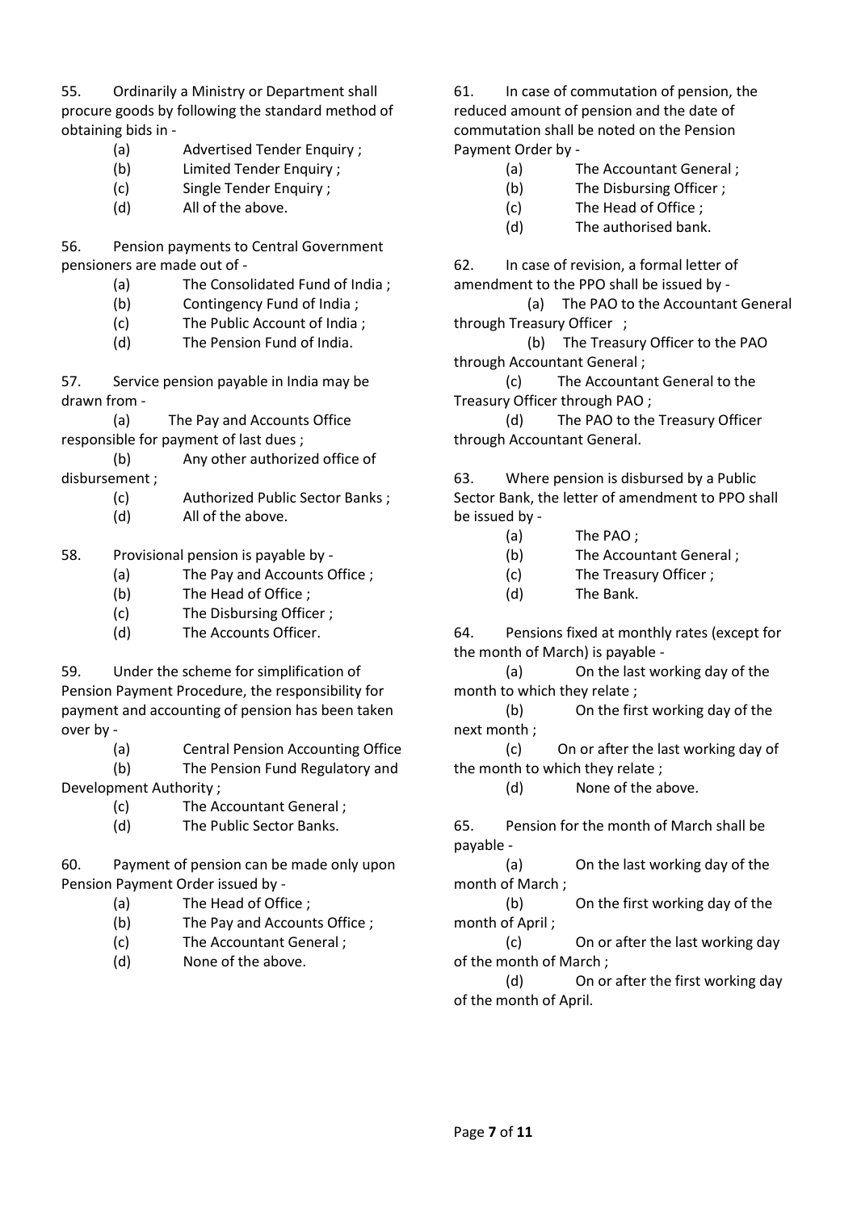55. Ordinarily a Ministry or Department shall procure goods by following the standard method of obtaining bids in -

(a) Advertised Tender Enquiry ;
(b) Limited Tender Enquiry ;
(c) Single Tender Enquiry ;
(d) All of the above.

56. Pension payments to Central Government pensioners are made out of -

(a) The Consolidated Fund of India ;
(b) Contingency Fund of India ;
(c) The Public Account of India ;
(d) The Pension Fund of India.

57. Service pension payable in India may be drawn from -

(a) The Pay and Accounts Office responsible for payment of last dues ;
(b) Any other authorized office of disbursement ;
(c) Authorized Public Sector Banks ;
(d) All of the above.

58. Provisional pension is payable by -

(a) The Pay and Accounts Office ;
(b) The Head of Office ;
(c) The Disbursing Officer ;
(d) The Accounts Officer.

59. Under the scheme for simplification of Pension Payment Procedure, the responsibility for payment and accounting of pension has been taken over by -

(a) Central Pension Accounting Office
(b) The Pension Fund Regulatory and Development Authority ;
(c) The Accountant General ;
(d) The Public Sector Banks.

60. Payment of pension can be made only upon Pension Payment Order issued by -

(a) The Head of Office ;
(b) The Pay and Accounts Office ;
(c) The Accountant General ;
(d) None of the above.

61. In case of commutation of pension, the reduced amount of pension and the date of commutation shall be noted on the Pension Payment Order by -

(a) The Accountant General ;
(b) The Disbursing Officer ;
(c) The Head of Office ;
(d) The authorised bank.

62. In case of revision, a formal letter of amendment to the PPO shall be issued by -

(a) The PAO to the Accountant General through Treasury Officer ;
(b) The Treasury Officer to the PAO through Accountant General ;
(c) The Accountant General to the Treasury Officer through PAO ;
(d) The PAO to the Treasury Officer through Accountant General.

63. Where pension is disbursed by a Public Sector Bank, the letter of amendment to PPO shall be issued by -

(a) The PAO ;
(b) The Accountant General ;
(c) The Treasury Officer ;
(d) The Bank.

64. Pensions fixed at monthly rates (except for the month of March) is payable -

(a) On the last working day of the month to which they relate ;
(b) On the first working day of the next month ;
(c) On or after the last working day of the month to which they relate ;
(d) None of the above.

65. Pension for the month of March shall be payable -

(a) On the last working day of the month of March ;
(b) On the first working day of the month of April ;
(c) On or after the last working day of the month of March ;
(d) On or after the first working day of the month of April.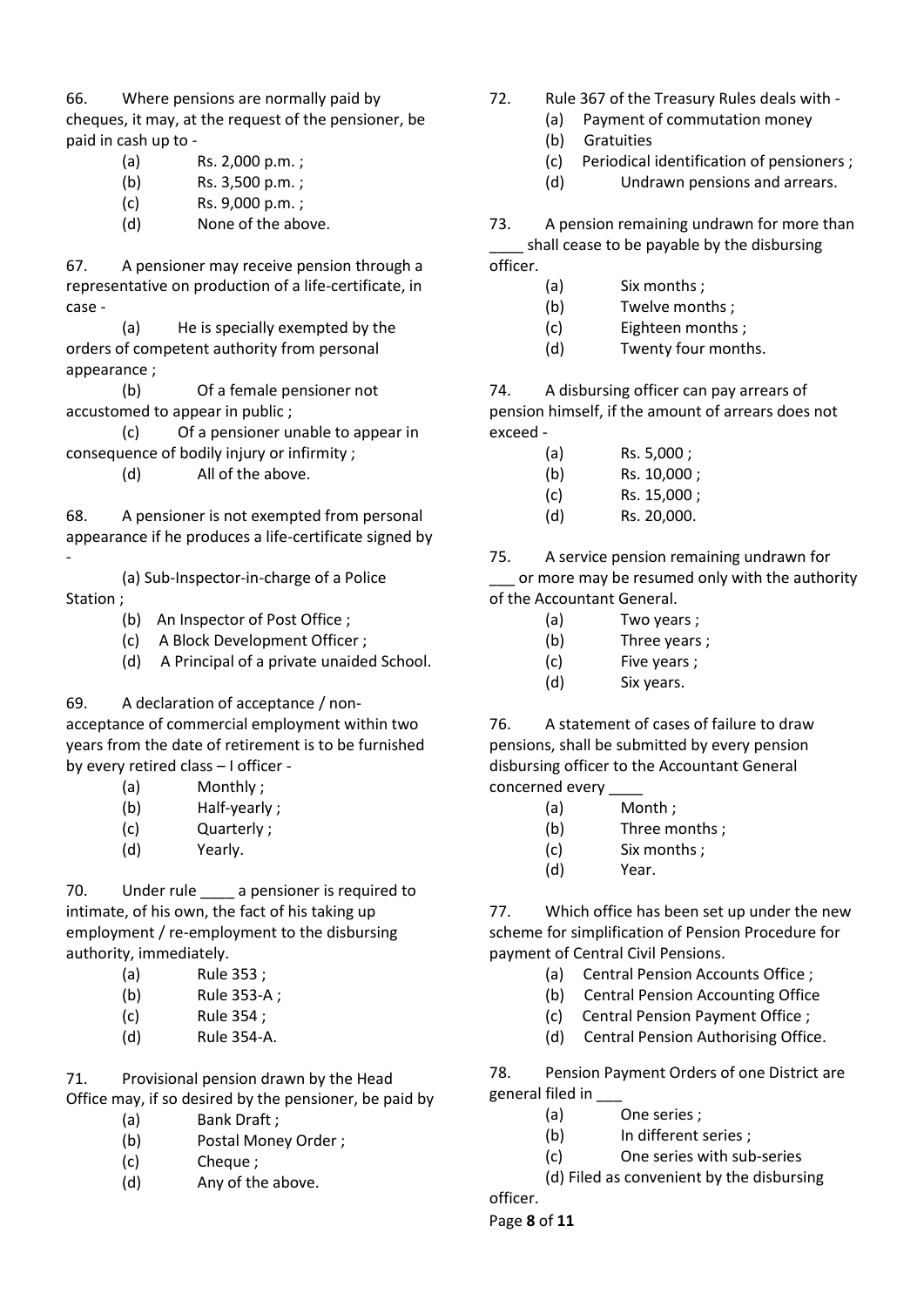66. Where pensions are normally paid by cheques, it may, at the request of the pensioner, be paid in cash up to -

(a) Rs. 2,000 p.m. ;
(b) Rs. 3,500 p.m. ;
(c) Rs. 9,000 p.m. ;
(d) None of the above.

67. A pensioner may receive pension through a representative on production of a life-certificate, in case -

(a) He is specially exempted by the orders of competent authority from personal appearance ;
(b) Of a female pensioner not accustomed to appear in public ;
(c) Of a pensioner unable to appear in consequence of bodily injury or infirmity ;
(d) All of the above.

68. A pensioner is not exempted from personal appearance if he produces a life-certificate signed by -

(a) Sub-Inspector-in-charge of a Police Station ;
(b) An Inspector of Post Office ;
(c) A Block Development Officer ;
(d) A Principal of a private unaided School.

69. A declaration of acceptance / non-acceptance of commercial employment within two years from the date of retirement is to be furnished by every retired class – I officer -

(a) Monthly ;
(b) Half-yearly ;
(c) Quarterly ;
(d) Yearly.

70. Under rule ____ a pensioner is required to intimate, of his own, the fact of his taking up employment / re-employment to the disbursing authority, immediately.

(a) Rule 353 ;
(b) Rule 353-A ;
(c) Rule 354 ;
(d) Rule 354-A.

71. Provisional pension drawn by the Head Office may, if so desired by the pensioner, be paid by

(a) Bank Draft ;
(b) Postal Money Order ;
(c) Cheque ;
(d) Any of the above.

72. Rule 367 of the Treasury Rules deals with -

(a) Payment of commutation money
(b) Gratuities
(c) Periodical identification of pensioners ;
(d) Undrawn pensions and arrears.

73. A pension remaining undrawn for more than ____ shall cease to be payable by the disbursing officer.

(a) Six months ;
(b) Twelve months ;
(c) Eighteen months ;
(d) Twenty four months.

74. A disbursing officer can pay arrears of pension himself, if the amount of arrears does not exceed -

(a) Rs. 5,000 ;
(b) Rs. 10,000 ;
(c) Rs. 15,000 ;
(d) Rs. 20,000.

75. A service pension remaining undrawn for ___ or more may be resumed only with the authority of the Accountant General.

(a) Two years ;
(b) Three years ;
(c) Five years ;
(d) Six years.

76. A statement of cases of failure to draw pensions, shall be submitted by every pension disbursing officer to the Accountant General concerned every ____

(a) Month ;
(b) Three months ;
(c) Six months ;
(d) Year.

77. Which office has been set up under the new scheme for simplification of Pension Procedure for payment of Central Civil Pensions.

(a) Central Pension Accounts Office ;
(b) Central Pension Accounting Office
(c) Central Pension Payment Office ;
(d) Central Pension Authorising Office.

78. Pension Payment Orders of one District are general filed in ___

(a) One series ;
(b) In different series ;
(c) One series with sub-series
(d) Filed as convenient by the disbursing officer.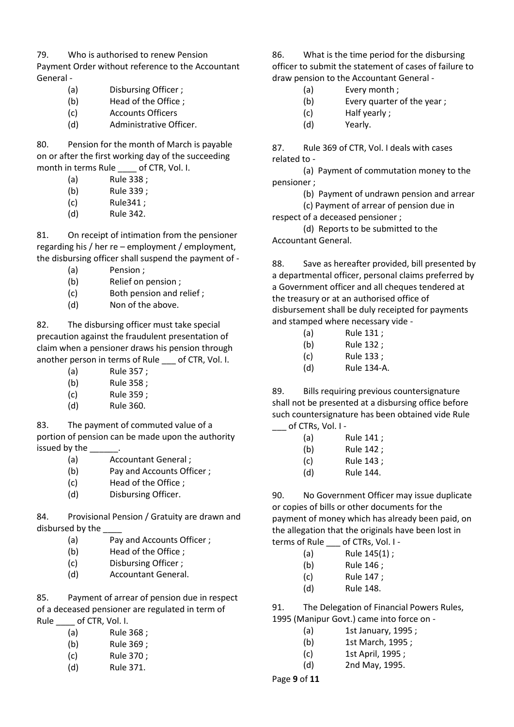79. Who is authorised to renew Pension Payment Order without reference to the Accountant General -

- (a) Disbursing Officer ;
- (b) Head of the Office ;
- (c) Accounts Officers
- (d) Administrative Officer.

80. Pension for the month of March is payable on or after the first working day of the succeeding month in terms Rule ____ of CTR, Vol. I.

- (a) Rule 338 ;
- (b) Rule 339 ;
- (c) Rule341 ;
- (d) Rule 342.

81. On receipt of intimation from the pensioner regarding his / her re – employment / employment, the disbursing officer shall suspend the payment of -

- (a) Pension ;
- (b) Relief on pension ;
- (c) Both pension and relief ;
- (d) Non of the above.

82. The disbursing officer must take special precaution against the fraudulent presentation of claim when a pensioner draws his pension through another person in terms of Rule ___ of CTR, Vol. I.

- (a) Rule 357 ;
- (b) Rule 358 ;
- (c) Rule 359 ;
- (d) Rule 360.

83. The payment of commuted value of a portion of pension can be made upon the authority issued by the ______.

- (a) Accountant General ;
- (b) Pay and Accounts Officer ;
- (c) Head of the Office ;
- (d) Disbursing Officer.

84. Provisional Pension / Gratuity are drawn and disbursed by the ____

- (a) Pay and Accounts Officer ;
- (b) Head of the Office ;
- (c) Disbursing Officer ;
- (d) Accountant General.

85. Payment of arrear of pension due in respect of a deceased pensioner are regulated in term of Rule ____ of CTR, Vol. I.

- (a) Rule 368 ;
- (b) Rule 369 ;
- (c) Rule 370 ;
- (d) Rule 371.

86. What is the time period for the disbursing officer to submit the statement of cases of failure to draw pension to the Accountant General -

- (a) Every month ;
- (b) Every quarter of the year ;
- (c) Half yearly ;
- (d) Yearly.

87. Rule 369 of CTR, Vol. I deals with cases related to -

- (a) Payment of commutation money to the pensioner ;
- (b) Payment of undrawn pension and arrear
- (c) Payment of arrear of pension due in respect of a deceased pensioner ;
- (d) Reports to be submitted to the Accountant General.

88. Save as hereafter provided, bill presented by a departmental officer, personal claims preferred by a Government officer and all cheques tendered at the treasury or at an authorised office of disbursement shall be duly receipted for payments and stamped where necessary vide -

- (a) Rule 131 ;
- (b) Rule 132 ;
- (c) Rule 133 ;
- (d) Rule 134-A.

89. Bills requiring previous countersignature shall not be presented at a disbursing office before such countersignature has been obtained vide Rule ___ of CTRs, Vol. I -

- (a) Rule 141 ;
- (b) Rule 142 ;
- (c) Rule 143 ;
- (d) Rule 144.

90. No Government Officer may issue duplicate or copies of bills or other documents for the payment of money which has already been paid, on the allegation that the originals have been lost in terms of Rule ___ of CTRs, Vol. I -

- (a) Rule 145(1) ;
- (b) Rule 146 ;
- (c) Rule 147 ;
- (d) Rule 148.

91. The Delegation of Financial Powers Rules, 1995 (Manipur Govt.) came into force on -

- (a) 1st January, 1995 ;
- (b) 1st March, 1995 ;
- (c) 1st April, 1995 ;
- (d) 2nd May, 1995.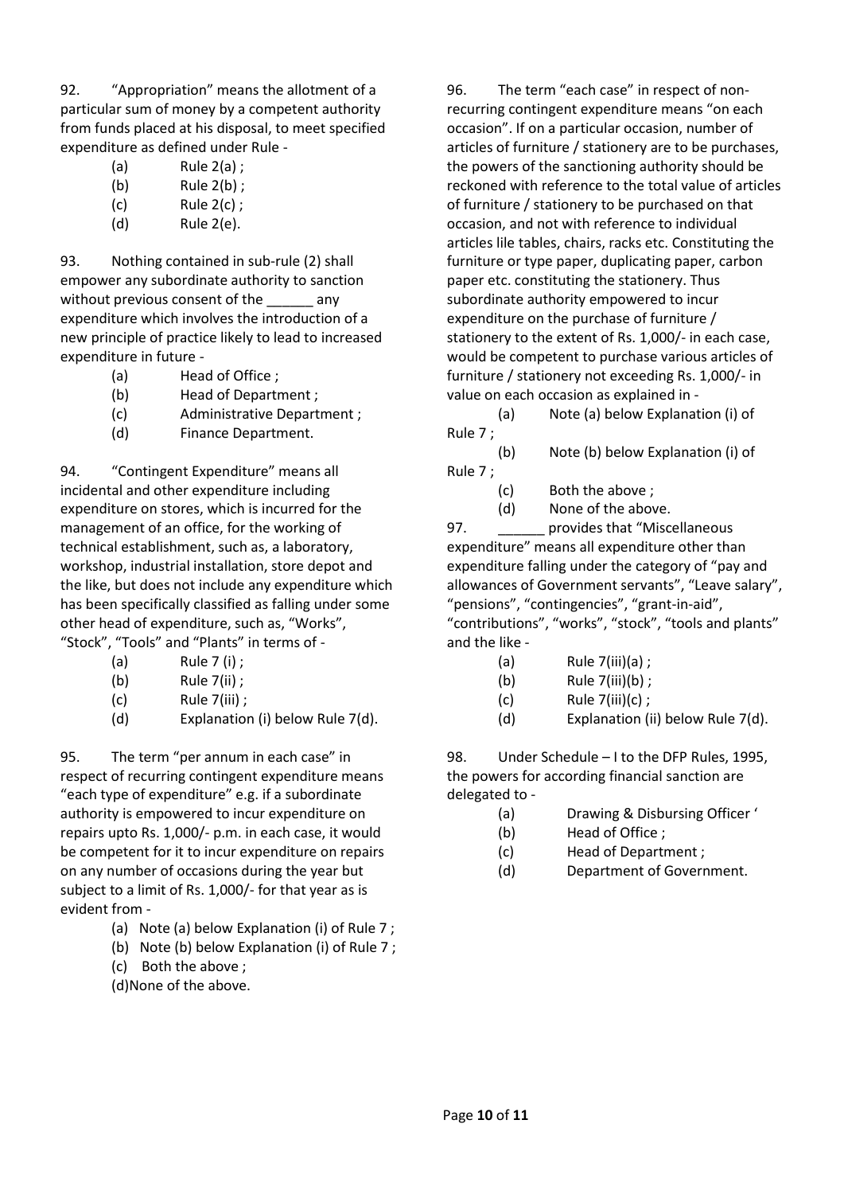92. "Appropriation" means the allotment of a particular sum of money by a competent authority from funds placed at his disposal, to meet specified expenditure as defined under Rule -

- (a) Rule 2(a) ;
- (b) Rule 2(b) ;
- (c) Rule 2(c) ;
- (d) Rule 2(e).

93. Nothing contained in sub-rule (2) shall empower any subordinate authority to sanction without previous consent of the ______ any expenditure which involves the introduction of a new principle of practice likely to lead to increased expenditure in future -

- (a) Head of Office ;
- (b) Head of Department ;
- (c) Administrative Department ;
- (d) Finance Department.

94. "Contingent Expenditure" means all incidental and other expenditure including expenditure on stores, which is incurred for the management of an office, for the working of technical establishment, such as, a laboratory, workshop, industrial installation, store depot and the like, but does not include any expenditure which has been specifically classified as falling under some other head of expenditure, such as, "Works", "Stock", "Tools" and "Plants" in terms of -

- (a) Rule 7 (i) ;
- (b) Rule 7(ii) ;
- (c) Rule 7(iii) ;
- (d) Explanation (i) below Rule 7(d).

95. The term "per annum in each case" in respect of recurring contingent expenditure means "each type of expenditure" e.g. if a subordinate authority is empowered to incur expenditure on repairs upto Rs. 1,000/- p.m. in each case, it would be competent for it to incur expenditure on repairs on any number of occasions during the year but subject to a limit of Rs. 1,000/- for that year as is evident from -

- (a) Note (a) below Explanation (i) of Rule 7 ;
- (b) Note (b) below Explanation (i) of Rule 7 ;
- (c) Both the above ;
- (d) None of the above.

96. The term "each case" in respect of non-recurring contingent expenditure means "on each occasion". If on a particular occasion, number of articles of furniture / stationery are to be purchases, the powers of the sanctioning authority should be reckoned with reference to the total value of articles of furniture / stationery to be purchased on that occasion, and not with reference to individual articles lile tables, chairs, racks etc. Constituting the furniture or type paper, duplicating paper, carbon paper etc. constituting the stationery. Thus subordinate authority empowered to incur expenditure on the purchase of furniture / stationery to the extent of Rs. 1,000/- in each case, would be competent to purchase various articles of furniture / stationery not exceeding Rs. 1,000/- in value on each occasion as explained in -

- (a) Note (a) below Explanation (i) of Rule 7 ;
- (b) Note (b) below Explanation (i) of Rule 7 ;
- (c) Both the above ;
- (d) None of the above.

97. ______ provides that "Miscellaneous expenditure" means all expenditure other than expenditure falling under the category of "pay and allowances of Government servants", "Leave salary", "pensions", "contingencies", "grant-in-aid", "contributions", "works", "stock", "tools and plants" and the like -

- (a) Rule 7(iii)(a) ;
- (b) Rule 7(iii)(b) ;
- (c) Rule 7(iii)(c) ;
- (d) Explanation (ii) below Rule 7(d).

98. Under Schedule – I to the DFP Rules, 1995, the powers for according financial sanction are delegated to -

- (a) Drawing & Disbursing Officer '
- (b) Head of Office ;
- (c) Head of Department ;
- (d) Department of Government.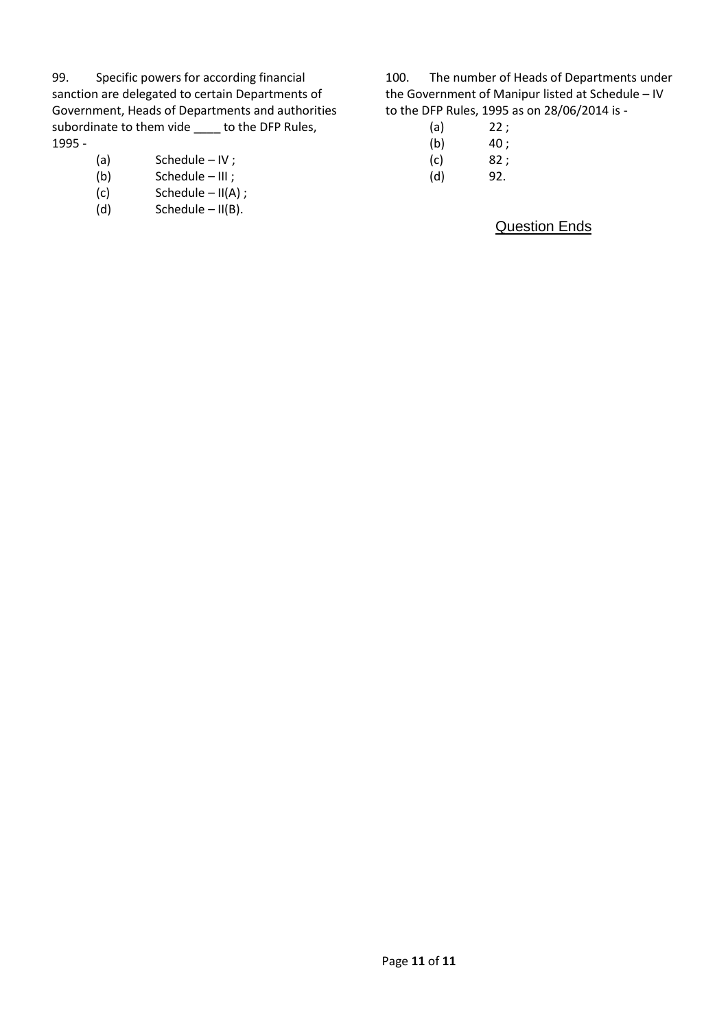99. Specific powers for according financial sanction are delegated to certain Departments of Government, Heads of Departments and authorities subordinate to them vide ____ to the DFP Rules, 1995 -

(a) Schedule – IV ;
(b) Schedule – III ;
(c) Schedule – II(A) ;
(d) Schedule – II(B).

100. The number of Heads of Departments under the Government of Manipur listed at Schedule – IV to the DFP Rules, 1995 as on 28/06/2014 is -

(a) 22 ;
(b) 40 ;
(c) 82 ;
(d) 92.

Question Ends